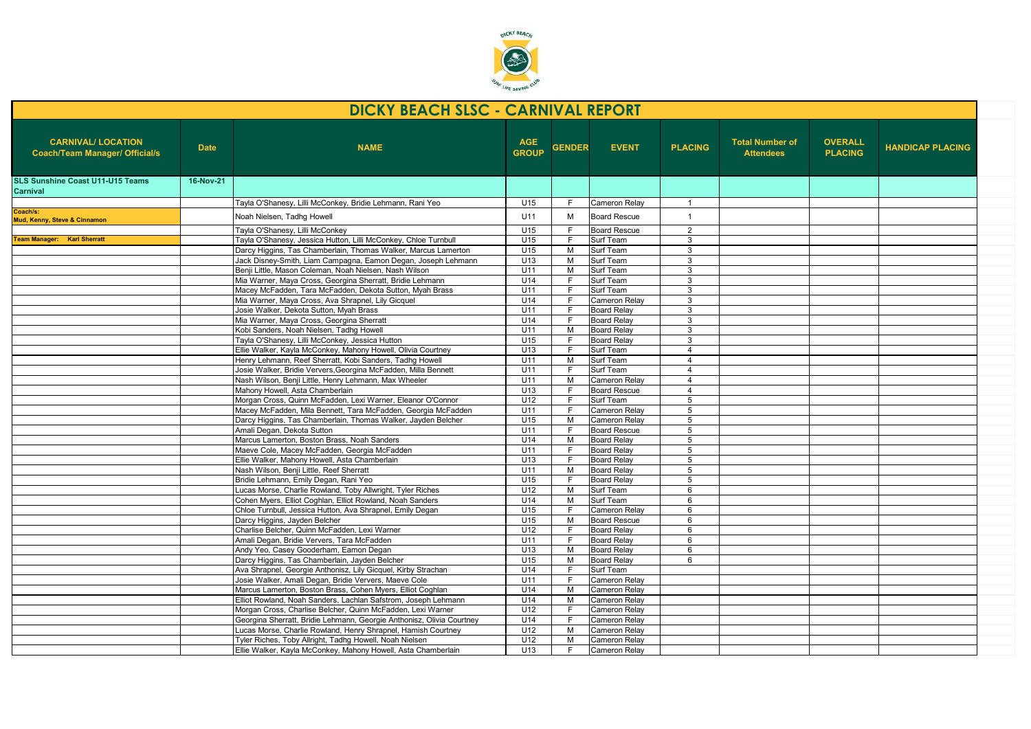# DICKY BEACH SLSC - CARNIVAL REPORT

| CARNIVAL/ LOCATION Coach/Team Manager/ Official/s | Date | NAME | AGE GROUP | GENDER | EVENT | PLACING | Total Number of Attendees | OVERALL PLACING | HANDICAP PLACING |
|---|---|---|---|---|---|---|---|---|---|
| **SLS Sunshine Coast U11-U15 Teams Carnival** | **16-Nov-21** | | | | | | | | |
| | | Tayla O'Shanesy, Lilli McConkey, Bridie Lehmann, Rani Yeo | U15 | F | Cameron Relay | 1 | | | |
| **Coach/s: Mud, Kenny, Steve & Cinnamon** | | Noah Nielsen, Tadhg Howell | U11 | M | Board Rescue | 1 | | | |
| | | Tayla O'Shanesy, Lilli McConkey | U15 | F | Board Rescue | 2 | | | |
| **Team Manager: Karl Sherratt** | | Tayla O'Shanesy, Jessica Hutton, Lilli McConkey, Chloe Turnbull | U15 | F | Surf Team | 3 | | | |
| | | Darcy Higgins, Tas Chamberlain, Thomas Walker, Marcus Lamerton | U15 | M | Surf Team | 3 | | | |
| | | Jack Disney-Smith, Liam Campagna, Eamon Degan, Joseph Lehmann | U13 | M | Surf Team | 3 | | | |
| | | Benji Little, Mason Coleman, Noah Nielsen, Nash Wilson | U11 | M | Surf Team | 3 | | | |
| | | Mia Warner, Maya Cross, Georgina Sherratt, Bridie Lehmann | U14 | F | Surf Team | 3 | | | |
| | | Macey McFadden, Tara McFadden, Dekota Sutton, Myah Brass | U11 | F | Surf Team | 3 | | | |
| | | Mia Warner, Maya Cross, Ava Shrapnel, Lily Gicquel | U14 | F | Cameron Relay | 3 | | | |
| | | Josie Walker, Dekota Sutton, Myah Brass | U11 | F | Board Relay | 3 | | | |
| | | Mia Warner, Maya Cross, Georgina Sherratt | U14 | F | Board Relay | 3 | | | |
| | | Kobi Sanders, Noah Nielsen, Tadhg Howell | U11 | M | Board Relay | 3 | | | |
| | | Tayla O'Shanesy, Lilli McConkey, Jessica Hutton | U15 | F | Board Relay | 3 | | | |
| | | Ellie Walker, Kayla McConkey, Mahony Howell, Olivia Courtney | U13 | F | Surf Team | 4 | | | |
| | | Henry Lehmann, Reef Sherratt, Kobi Sanders, Tadhg Howell | U11 | M | Surf Team | 4 | | | |
| | | Josie Walker, Bridie Ververs,Georgina McFadden, Milla Bennett | U11 | F | Surf Team | 4 | | | |
| | | Nash Wilson, Benji Little, Henry Lehmann, Max Wheeler | U11 | M | Cameron Relay | 4 | | | |
| | | Mahony Howell, Asta Chamberlain | U13 | F | Board Rescue | 4 | | | |
| | | Morgan Cross, Quinn McFadden, Lexi Warner, Eleanor O'Connor | U12 | F | Surf Team | 5 | | | |
| | | Macey McFadden, Mila Bennett, Tara McFadden, Georgia McFadden | U11 | F | Cameron Relay | 5 | | | |
| | | Darcy Higgins, Tas Chamberlain, Thomas Walker, Jayden Belcher | U15 | M | Cameron Relay | 5 | | | |
| | | Amali Degan, Dekota Sutton | U11 | F | Board Rescue | 5 | | | |
| | | Marcus Lamerton, Boston Brass, Noah Sanders | U14 | M | Board Relay | 5 | | | |
| | | Maeve Cole, Macey McFadden, Georgia McFadden | U11 | F | Board Relay | 5 | | | |
| | | Ellie Walker, Mahony Howell, Asta Chamberlain | U13 | F | Board Relay | 5 | | | |
| | | Nash Wilson, Benji Little, Reef Sherratt | U11 | M | Board Relay | 5 | | | |
| | | Bridie Lehmann, Emily Degan, Rani Yeo | U15 | F | Board Relay | 5 | | | |
| | | Lucas Morse, Charlie Rowland, Toby Allwright, Tyler Riches | U12 | M | Surf Team | 6 | | | |
| | | Cohen Myers, Elliot Coghlan, Elliot Rowland, Noah Sanders | U14 | M | Surf Team | 6 | | | |
| | | Chloe Turnbull, Jessica Hutton, Ava Shrapnel, Emily Degan | U15 | F | Cameron Relay | 6 | | | |
| | | Darcy Higgins, Jayden Belcher | U15 | M | Board Rescue | 6 | | | |
| | | Charlise Belcher, Quinn McFadden, Lexi Warner | U12 | F | Board Relay | 6 | | | |
| | | Amali Degan, Bridie Ververs, Tara McFadden | U11 | F | Board Relay | 6 | | | |
| | | Andy Yeo, Casey Gooderham, Eamon Degan | U13 | M | Board Relay | 6 | | | |
| | | Darcy Higgins, Tas Chamberlain, Jayden Belcher | U15 | M | Board Relay | 6 | | | |
| | | Ava Shrapnel, Georgie Anthonisz, Lily Gicquel, Kirby Strachan | U14 | F | Surf Team | | | | |
| | | Josie Walker, Amali Degan, Bridie Ververs, Maeve Cole | U11 | F | Cameron Relay | | | | |
| | | Marcus Lamerton, Boston Brass, Cohen Myers, Elliot Coghlan | U14 | M | Cameron Relay | | | | |
| | | Elliot Rowland, Noah Sanders, Lachlan Safstrom, Joseph Lehmann | U14 | M | Cameron Relay | | | | |
| | | Morgan Cross, Charlise Belcher, Quinn McFadden, Lexi Warner | U12 | F | Cameron Relay | | | | |
| | | Georgina Sherratt, Bridie Lehmann, Georgie Anthonisz, Olivia Courtney | U14 | F | Cameron Relay | | | | |
| | | Lucas Morse, Charlie Rowland, Henry Shrapnel, Hamish Courtney | U12 | M | Cameron Relay | | | | |
| | | Tyler Riches, Toby Allright, Tadhg Howell, Noah Nielsen | U12 | M | Cameron Relay | | | | |
| | | Ellie Walker, Kayla McConkey, Mahony Howell, Asta Chamberlain | U13 | F | Cameron Relay | | | | |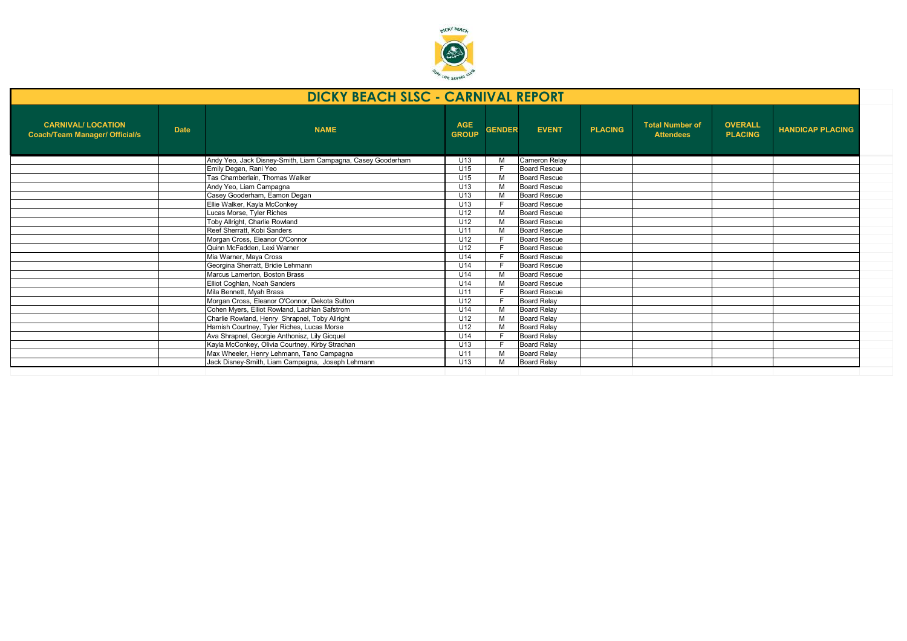# DICKY BEACH SLSC - CARNIVAL REPORT

| CARNIVAL/ LOCATION Coach/Team Manager/ Official/s | Date | NAME | AGE GROUP | GENDER | EVENT | PLACING | Total Number of Attendees | OVERALL PLACING | HANDICAP PLACING |
|---|---|---|---|---|---|---|---|---|---|
| | | Andy Yeo, Jack Disney-Smith, Liam Campagna, Casey Gooderham | U13 | M | Cameron Relay | | | | |
| | | Emily Degan, Rani Yeo | U15 | F | Board Rescue | | | | |
| | | Tas Chamberlain, Thomas Walker | U15 | M | Board Rescue | | | | |
| | | Andy Yeo, Liam Campagna | U13 | M | Board Rescue | | | | |
| | | Casey Gooderham, Eamon Degan | U13 | M | Board Rescue | | | | |
| | | Ellie Walker, Kayla McConkey | U13 | F | Board Rescue | | | | |
| | | Lucas Morse, Tyler Riches | U12 | M | Board Rescue | | | | |
| | | Toby Allright, Charlie Rowland | U12 | M | Board Rescue | | | | |
| | | Reef Sherratt, Kobi Sanders | U11 | M | Board Rescue | | | | |
| | | Morgan Cross, Eleanor O'Connor | U12 | F | Board Rescue | | | | |
| | | Quinn McFadden, Lexi Warner | U12 | F | Board Rescue | | | | |
| | | Mia Warner, Maya Cross | U14 | F | Board Rescue | | | | |
| | | Georgina Sherratt, Bridie Lehmann | U14 | F | Board Rescue | | | | |
| | | Marcus Lamerton, Boston Brass | U14 | M | Board Rescue | | | | |
| | | Elliot Coghlan, Noah Sanders | U14 | M | Board Rescue | | | | |
| | | Mila Bennett, Myah Brass | U11 | F | Board Rescue | | | | |
| | | Morgan Cross, Eleanor O'Connor, Dekota Sutton | U12 | F | Board Relay | | | | |
| | | Cohen Myers, Elliot Rowland, Lachlan Safstrom | U14 | M | Board Relay | | | | |
| | | Charlie Rowland, Henry Shrapnel, Toby Allright | U12 | M | Board Relay | | | | |
| | | Hamish Courtney, Tyler Riches, Lucas Morse | U12 | M | Board Relay | | | | |
| | | Ava Shrapnel, Georgie Anthonisz, Lily Gicquel | U14 | F | Board Relay | | | | |
| | | Kayla McConkey, Olivia Courtney, Kirby Strachan | U13 | F | Board Relay | | | | |
| | | Max Wheeler, Henry Lehmann, Tano Campagna | U11 | M | Board Relay | | | | |
| | | Jack Disney-Smith, Liam Campagna, Joseph Lehmann | U13 | M | Board Relay | | | | |